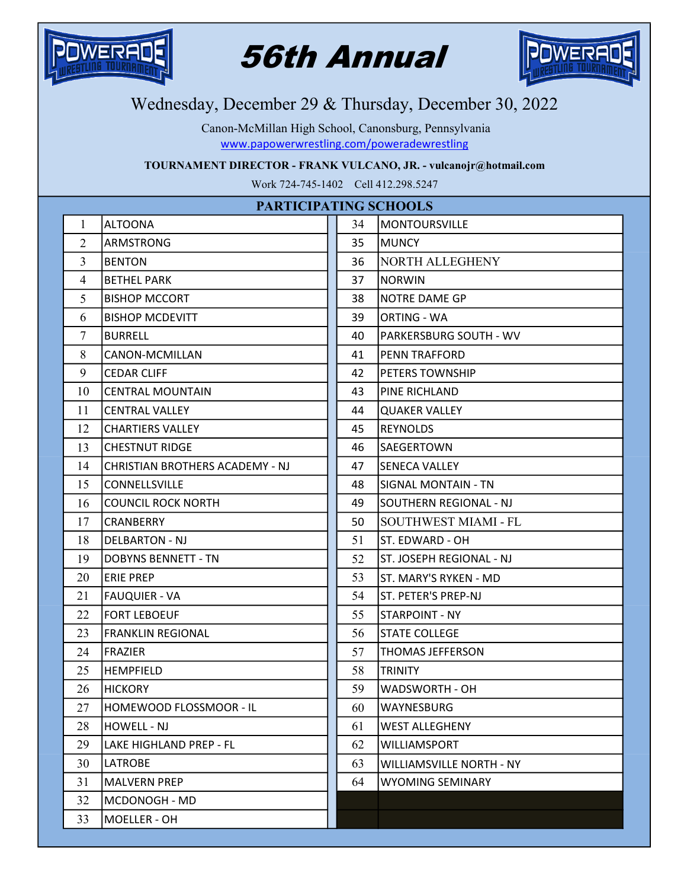# 56th Annual

Wednesday, December 29 & Thursday, December 30, 2022

Canon-McMillan High School, Canonsburg, Pennsylvania

www.papowerwrestling.com/poweradewrestling

**TOURNAMENT DIRECTOR - FRANK VULCANO, JR. - vulcanojr@hotmail.com**

Work 724-745-1402 Cell 412.298.5247

## PARTICIPATING SCHOOLS

| # | School | # | School |
|---|---|---|---|
| 1 | ALTOONA | 34 | MONTOURSVILLE |
| 2 | ARMSTRONG | 35 | MUNCY |
| 3 | BENTON | 36 | NORTH ALLEGHENY |
| 4 | BETHEL PARK | 37 | NORWIN |
| 5 | BISHOP MCCORT | 38 | NOTRE DAME GP |
| 6 | BISHOP MCDEVITT | 39 | ORTING - WA |
| 7 | BURRELL | 40 | PARKERSBURG SOUTH - WV |
| 8 | CANON-MCMILLAN | 41 | PENN TRAFFORD |
| 9 | CEDAR CLIFF | 42 | PETERS TOWNSHIP |
| 10 | CENTRAL MOUNTAIN | 43 | PINE RICHLAND |
| 11 | CENTRAL VALLEY | 44 | QUAKER VALLEY |
| 12 | CHARTIERS VALLEY | 45 | REYNOLDS |
| 13 | CHESTNUT RIDGE | 46 | SAEGERTOWN |
| 14 | CHRISTIAN BROTHERS ACADEMY - NJ | 47 | SENECA VALLEY |
| 15 | CONNELLSVILLE | 48 | SIGNAL MONTAIN - TN |
| 16 | COUNCIL ROCK NORTH | 49 | SOUTHERN REGIONAL - NJ |
| 17 | CRANBERRY | 50 | SOUTHWEST MIAMI - FL |
| 18 | DELBARTON - NJ | 51 | ST. EDWARD - OH |
| 19 | DOBYNS BENNETT - TN | 52 | ST. JOSEPH REGIONAL - NJ |
| 20 | ERIE PREP | 53 | ST. MARY'S RYKEN - MD |
| 21 | FAUQUIER - VA | 54 | ST. PETER'S PREP-NJ |
| 22 | FORT LEBOEUF | 55 | STARPOINT - NY |
| 23 | FRANKLIN REGIONAL | 56 | STATE COLLEGE |
| 24 | FRAZIER | 57 | THOMAS JEFFERSON |
| 25 | HEMPFIELD | 58 | TRINITY |
| 26 | HICKORY | 59 | WADSWORTH - OH |
| 27 | HOMEWOOD FLOSSMOOR - IL | 60 | WAYNESBURG |
| 28 | HOWELL - NJ | 61 | WEST ALLEGHENY |
| 29 | LAKE HIGHLAND PREP - FL | 62 | WILLIAMSPORT |
| 30 | LATROBE | 63 | WILLIAMSVILLE NORTH - NY |
| 31 | MALVERN PREP | 64 | WYOMING SEMINARY |
| 32 | MCDONOGH - MD | | |
| 33 | MOELLER - OH | | |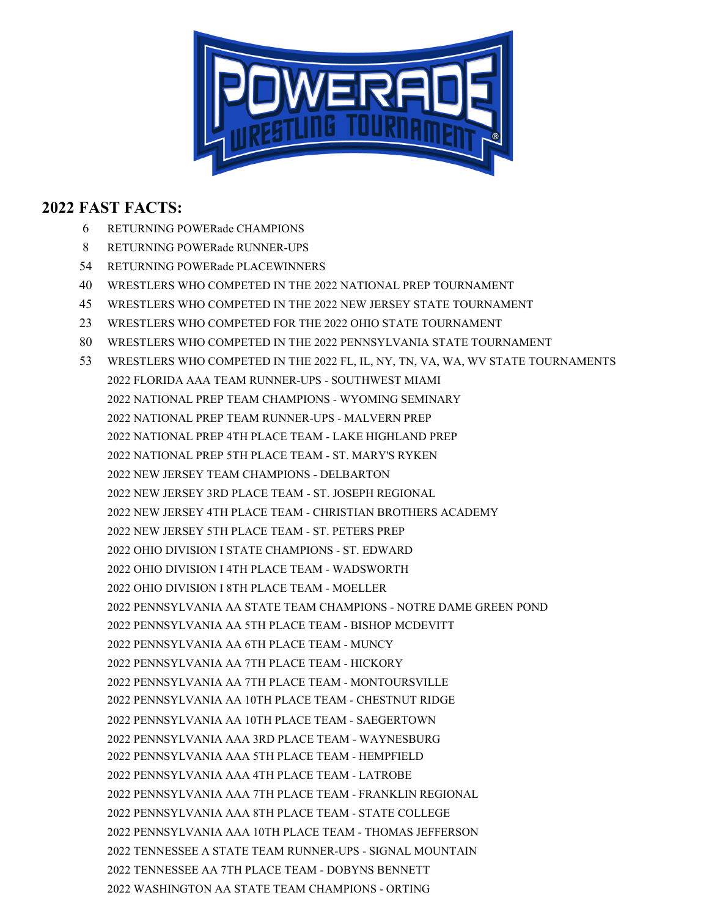## 2022 FAST FACTS:

6 RETURNING POWERade CHAMPIONS

8 RETURNING POWERade RUNNER-UPS

54 RETURNING POWERade PLACEWINNERS

40 WRESTLERS WHO COMPETED IN THE 2022 NATIONAL PREP TOURNAMENT

45 WRESTLERS WHO COMPETED IN THE 2022 NEW JERSEY STATE TOURNAMENT

23 WRESTLERS WHO COMPETED FOR THE 2022 OHIO STATE TOURNAMENT

80 WRESTLERS WHO COMPETED IN THE 2022 PENNSYLVANIA STATE TOURNAMENT

53 WRESTLERS WHO COMPETED IN THE 2022 FL, IL, NY, TN, VA, WA, WV STATE TOURNAMENTS

2022 FLORIDA AAA TEAM RUNNER-UPS - SOUTHWEST MIAMI

2022 NATIONAL PREP TEAM CHAMPIONS - WYOMING SEMINARY

2022 NATIONAL PREP TEAM RUNNER-UPS - MALVERN PREP

2022 NATIONAL PREP 4TH PLACE TEAM - LAKE HIGHLAND PREP

2022 NATIONAL PREP 5TH PLACE TEAM - ST. MARY'S RYKEN

2022 NEW JERSEY TEAM CHAMPIONS - DELBARTON

2022 NEW JERSEY 3RD PLACE TEAM - ST. JOSEPH REGIONAL

2022 NEW JERSEY 4TH PLACE TEAM - CHRISTIAN BROTHERS ACADEMY

2022 NEW JERSEY 5TH PLACE TEAM - ST. PETERS PREP

2022 OHIO DIVISION I STATE CHAMPIONS - ST. EDWARD

2022 OHIO DIVISION I 4TH PLACE TEAM - WADSWORTH

2022 OHIO DIVISION I 8TH PLACE TEAM - MOELLER

2022 PENNSYLVANIA AA STATE TEAM CHAMPIONS - NOTRE DAME GREEN POND

2022 PENNSYLVANIA AA 5TH PLACE TEAM - BISHOP MCDEVITT

2022 PENNSYLVANIA AA 6TH PLACE TEAM - MUNCY

2022 PENNSYLVANIA AA 7TH PLACE TEAM - HICKORY

2022 PENNSYLVANIA AA 7TH PLACE TEAM - MONTOURSVILLE

2022 PENNSYLVANIA AA 10TH PLACE TEAM - CHESTNUT RIDGE

2022 PENNSYLVANIA AA 10TH PLACE TEAM - SAEGERTOWN

2022 PENNSYLVANIA AAA 3RD PLACE TEAM - WAYNESBURG

2022 PENNSYLVANIA AAA 5TH PLACE TEAM - HEMPFIELD

2022 PENNSYLVANIA AAA 4TH PLACE TEAM - LATROBE

2022 PENNSYLVANIA AAA 7TH PLACE TEAM - FRANKLIN REGIONAL

2022 PENNSYLVANIA AAA 8TH PLACE TEAM - STATE COLLEGE

2022 PENNSYLVANIA AAA 10TH PLACE TEAM - THOMAS JEFFERSON

2022 TENNESSEE A STATE TEAM RUNNER-UPS - SIGNAL MOUNTAIN

2022 TENNESSEE AA 7TH PLACE TEAM - DOBYNS BENNETT

2022 WASHINGTON AA STATE TEAM CHAMPIONS - ORTING